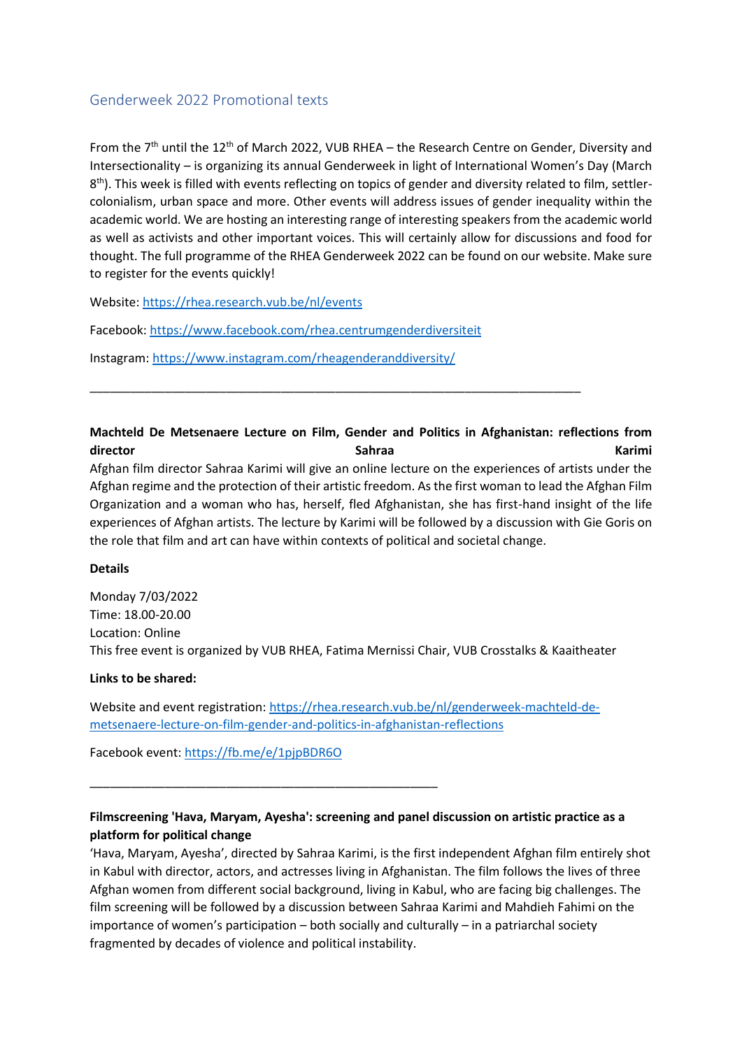## Genderweek 2022 Promotional texts

From the 7th until the 12th of March 2022, VUB RHEA – the Research Centre on Gender, Diversity and Intersectionality – is organizing its annual Genderweek in light of International Women's Day (March 8th). This week is filled with events reflecting on topics of gender and diversity related to film, settler-colonialism, urban space and more. Other events will address issues of gender inequality within the academic world. We are hosting an interesting range of interesting speakers from the academic world as well as activists and other important voices. This will certainly allow for discussions and food for thought. The full programme of the RHEA Genderweek 2022 can be found on our website. Make sure to register for the events quickly!

Website: https://rhea.research.vub.be/nl/events

Facebook: https://www.facebook.com/rhea.centrumgenderdiversiteit

Instagram: https://www.instagram.com/rheagenderanddiversity/

---

**Machteld De Metsenaere Lecture on Film, Gender and Politics in Afghanistan: reflections from director Sahraa Karimi**

Afghan film director Sahraa Karimi will give an online lecture on the experiences of artists under the Afghan regime and the protection of their artistic freedom. As the first woman to lead the Afghan Film Organization and a woman who has, herself, fled Afghanistan, she has first-hand insight of the life experiences of Afghan artists. The lecture by Karimi will be followed by a discussion with Gie Goris on the role that film and art can have within contexts of political and societal change.

**Details**

Monday 7/03/2022
Time: 18.00-20.00
Location: Online
This free event is organized by VUB RHEA, Fatima Mernissi Chair, VUB Crosstalks & Kaaitheater

**Links to be shared:**

Website and event registration: https://rhea.research.vub.be/nl/genderweek-machteld-de-metsenaere-lecture-on-film-gender-and-politics-in-afghanistan-reflections

Facebook event: https://fb.me/e/1pjpBDR6O

---

**Filmscreening 'Hava, Maryam, Ayesha': screening and panel discussion on artistic practice as a platform for political change**

'Hava, Maryam, Ayesha', directed by Sahraa Karimi, is the first independent Afghan film entirely shot in Kabul with director, actors, and actresses living in Afghanistan. The film follows the lives of three Afghan women from different social background, living in Kabul, who are facing big challenges. The film screening will be followed by a discussion between Sahraa Karimi and Mahdieh Fahimi on the importance of women's participation – both socially and culturally – in a patriarchal society fragmented by decades of violence and political instability.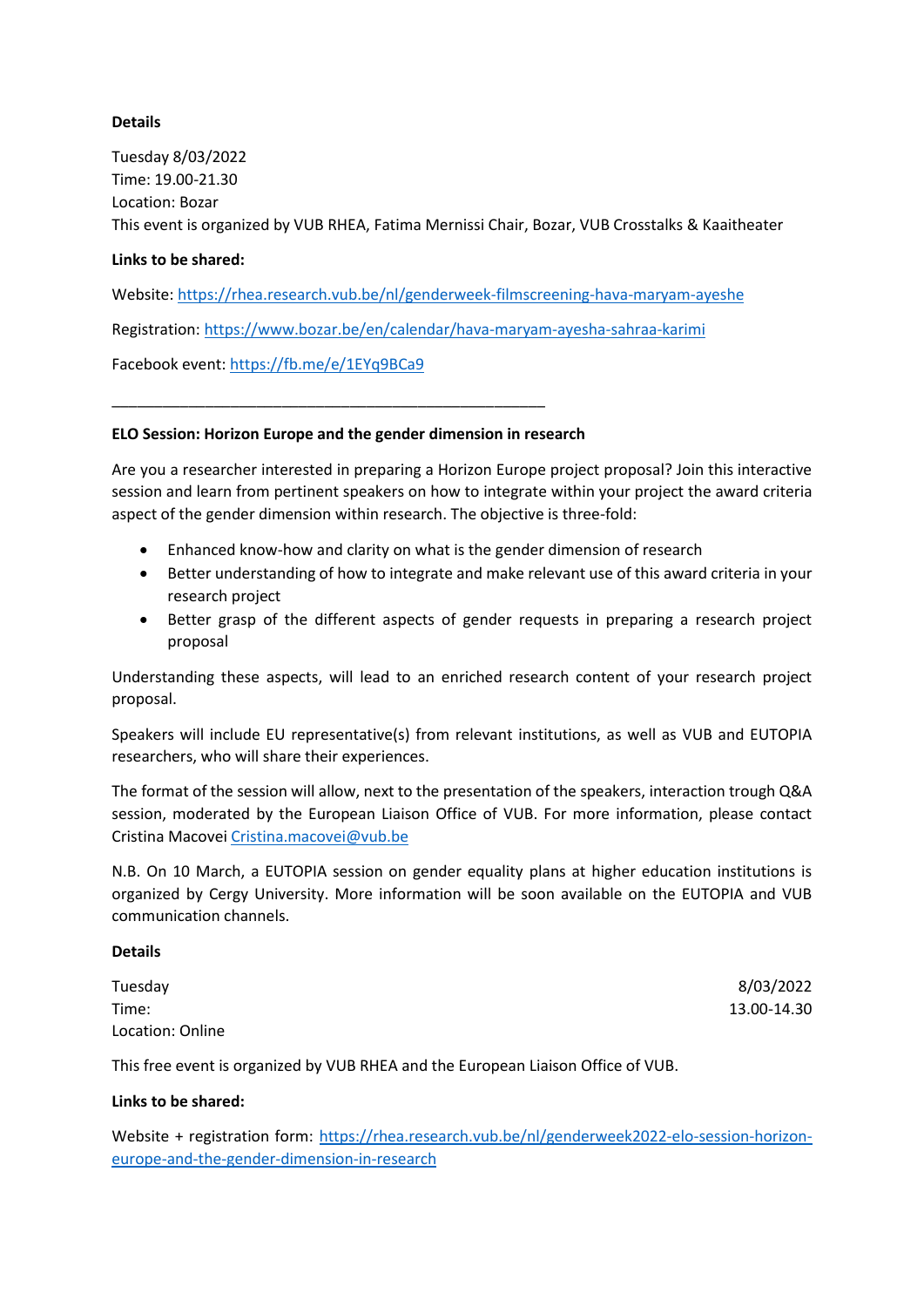**Details**

Tuesday 8/03/2022
Time: 19.00-21.30
Location: Bozar
This event is organized by VUB RHEA, Fatima Mernissi Chair, Bozar, VUB Crosstalks & Kaaitheater

**Links to be shared:**

Website: https://rhea.research.vub.be/nl/genderweek-filmscreening-hava-maryam-ayeshe

Registration: https://www.bozar.be/en/calendar/hava-maryam-ayesha-sahraa-karimi

Facebook event: https://fb.me/e/1EYq9BCa9

---

**ELO Session: Horizon Europe and the gender dimension in research**

Are you a researcher interested in preparing a Horizon Europe project proposal? Join this interactive session and learn from pertinent speakers on how to integrate within your project the award criteria aspect of the gender dimension within research. The objective is three-fold:

- Enhanced know-how and clarity on what is the gender dimension of research
- Better understanding of how to integrate and make relevant use of this award criteria in your research project
- Better grasp of the different aspects of gender requests in preparing a research project proposal

Understanding these aspects, will lead to an enriched research content of your research project proposal.

Speakers will include EU representative(s) from relevant institutions, as well as VUB and EUTOPIA researchers, who will share their experiences.

The format of the session will allow, next to the presentation of the speakers, interaction trough Q&A session, moderated by the European Liaison Office of VUB. For more information, please contact Cristina Macovei Cristina.macovei@vub.be

N.B. On 10 March, a EUTOPIA session on gender equality plans at higher education institutions is organized by Cergy University. More information will be soon available on the EUTOPIA and VUB communication channels.

**Details**

Tuesday 8/03/2022
Time: 13.00-14.30
Location: Online

This free event is organized by VUB RHEA and the European Liaison Office of VUB.

**Links to be shared:**

Website + registration form: https://rhea.research.vub.be/nl/genderweek2022-elo-session-horizon-europe-and-the-gender-dimension-in-research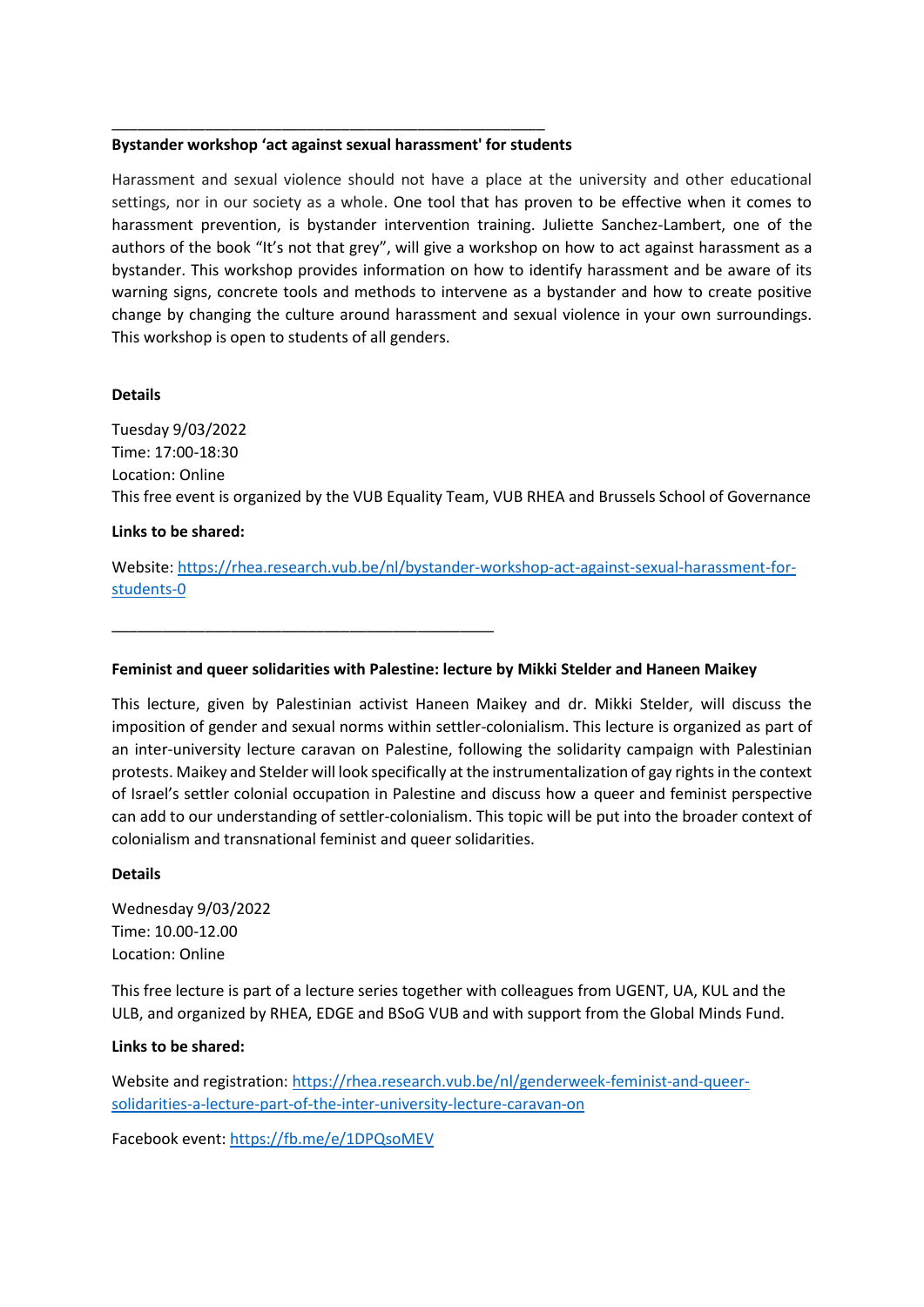---

**Bystander workshop 'act against sexual harassment' for students**

Harassment and sexual violence should not have a place at the university and other educational settings, nor in our society as a whole. One tool that has proven to be effective when it comes to harassment prevention, is bystander intervention training. Juliette Sanchez-Lambert, one of the authors of the book "It's not that grey", will give a workshop on how to act against harassment as a bystander. This workshop provides information on how to identify harassment and be aware of its warning signs, concrete tools and methods to intervene as a bystander and how to create positive change by changing the culture around harassment and sexual violence in your own surroundings. This workshop is open to students of all genders.

**Details**

Tuesday 9/03/2022
Time: 17:00-18:30
Location: Online
This free event is organized by the VUB Equality Team, VUB RHEA and Brussels School of Governance

**Links to be shared:**

Website: https://rhea.research.vub.be/nl/bystander-workshop-act-against-sexual-harassment-for-students-0

---

**Feminist and queer solidarities with Palestine: lecture by Mikki Stelder and Haneen Maikey**

This lecture, given by Palestinian activist Haneen Maikey and dr. Mikki Stelder, will discuss the imposition of gender and sexual norms within settler-colonialism. This lecture is organized as part of an inter-university lecture caravan on Palestine, following the solidarity campaign with Palestinian protests. Maikey and Stelder will look specifically at the instrumentalization of gay rights in the context of Israel's settler colonial occupation in Palestine and discuss how a queer and feminist perspective can add to our understanding of settler-colonialism. This topic will be put into the broader context of colonialism and transnational feminist and queer solidarities.

**Details**

Wednesday 9/03/2022
Time: 10.00-12.00
Location: Online

This free lecture is part of a lecture series together with colleagues from UGENT, UA, KUL and the ULB, and organized by RHEA, EDGE and BSoG VUB and with support from the Global Minds Fund.

**Links to be shared:**

Website and registration: https://rhea.research.vub.be/nl/genderweek-feminist-and-queer-solidarities-a-lecture-part-of-the-inter-university-lecture-caravan-on

Facebook event: https://fb.me/e/1DPQsoMEV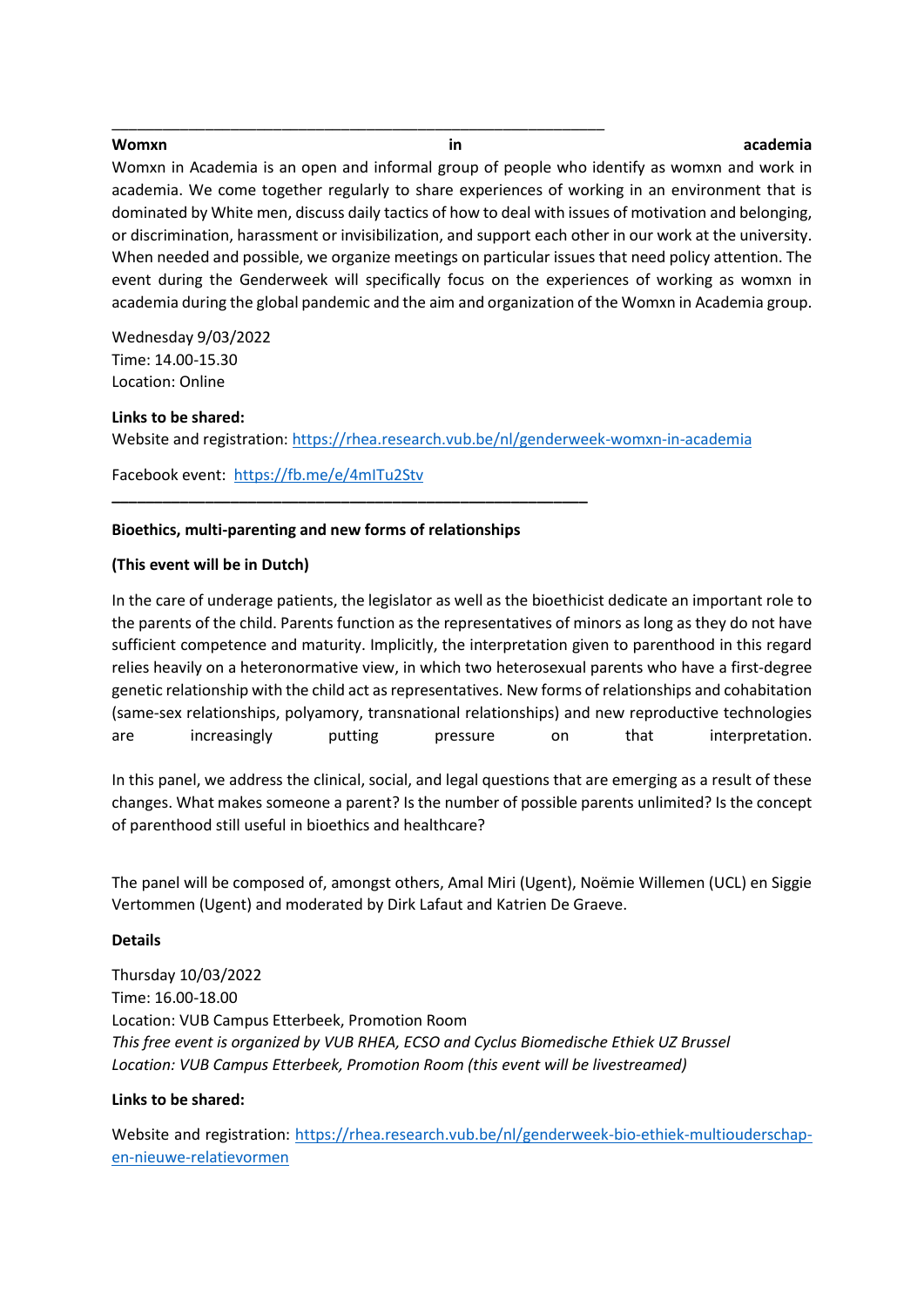---

**Womxn in academia**

Womxn in Academia is an open and informal group of people who identify as womxn and work in academia. We come together regularly to share experiences of working in an environment that is dominated by White men, discuss daily tactics of how to deal with issues of motivation and belonging, or discrimination, harassment or invisibilization, and support each other in our work at the university. When needed and possible, we organize meetings on particular issues that need policy attention. The event during the Genderweek will specifically focus on the experiences of working as womxn in academia during the global pandemic and the aim and organization of the Womxn in Academia group.

Wednesday 9/03/2022
Time: 14.00-15.30
Location: Online

**Links to be shared:**
Website and registration: https://rhea.research.vub.be/nl/genderweek-womxn-in-academia

Facebook event: https://fb.me/e/4mITu2Stv

---

**Bioethics, multi-parenting and new forms of relationships**

**(This event will be in Dutch)**

In the care of underage patients, the legislator as well as the bioethicist dedicate an important role to the parents of the child. Parents function as the representatives of minors as long as they do not have sufficient competence and maturity. Implicitly, the interpretation given to parenthood in this regard relies heavily on a heteronormative view, in which two heterosexual parents who have a first-degree genetic relationship with the child act as representatives. New forms of relationships and cohabitation (same-sex relationships, polyamory, transnational relationships) and new reproductive technologies are increasingly putting pressure on that interpretation.

In this panel, we address the clinical, social, and legal questions that are emerging as a result of these changes. What makes someone a parent? Is the number of possible parents unlimited? Is the concept of parenthood still useful in bioethics and healthcare?

The panel will be composed of, amongst others, Amal Miri (Ugent), Noëmie Willemen (UCL) en Siggie Vertommen (Ugent) and moderated by Dirk Lafaut and Katrien De Graeve.

**Details**

Thursday 10/03/2022
Time: 16.00-18.00
Location: VUB Campus Etterbeek, Promotion Room
*This free event is organized by VUB RHEA, ECSO and Cyclus Biomedische Ethiek UZ Brussel*
*Location: VUB Campus Etterbeek, Promotion Room (this event will be livestreamed)*

**Links to be shared:**

Website and registration: https://rhea.research.vub.be/nl/genderweek-bio-ethiek-multiouderschap-en-nieuwe-relatievormen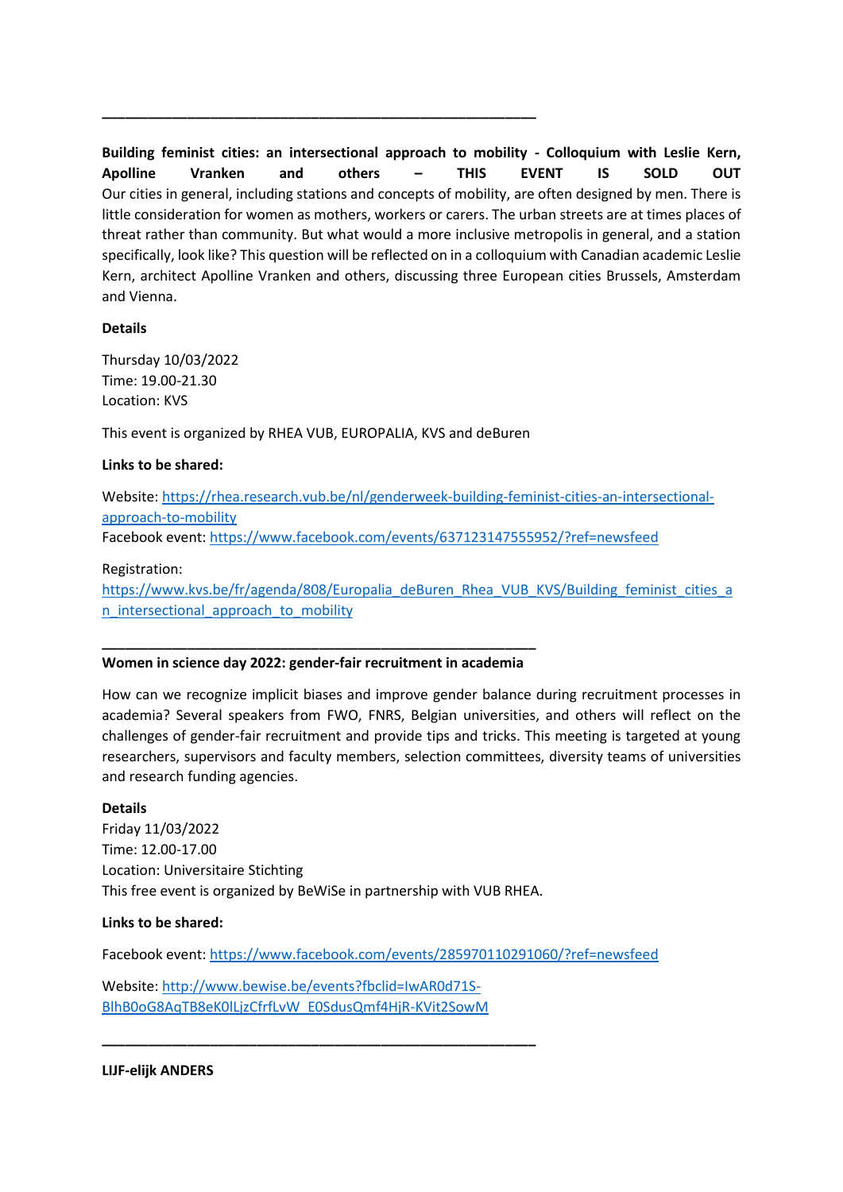---

**Building feminist cities: an intersectional approach to mobility - Colloquium with Leslie Kern, Apolline Vranken and others – THIS EVENT IS SOLD OUT**
Our cities in general, including stations and concepts of mobility, are often designed by men. There is little consideration for women as mothers, workers or carers. The urban streets are at times places of threat rather than community. But what would a more inclusive metropolis in general, and a station specifically, look like? This question will be reflected on in a colloquium with Canadian academic Leslie Kern, architect Apolline Vranken and others, discussing three European cities Brussels, Amsterdam and Vienna.

**Details**

Thursday 10/03/2022
Time: 19.00-21.30
Location: KVS

This event is organized by RHEA VUB, EUROPALIA, KVS and deBuren

**Links to be shared:**

Website: https://rhea.research.vub.be/nl/genderweek-building-feminist-cities-an-intersectional-approach-to-mobility
Facebook event: https://www.facebook.com/events/637123147555952/?ref=newsfeed

Registration:
https://www.kvs.be/fr/agenda/808/Europalia_deBuren_Rhea_VUB_KVS/Building_feminist_cities_an_intersectional_approach_to_mobility

---

**Women in science day 2022: gender-fair recruitment in academia**

How can we recognize implicit biases and improve gender balance during recruitment processes in academia? Several speakers from FWO, FNRS, Belgian universities, and others will reflect on the challenges of gender-fair recruitment and provide tips and tricks. This meeting is targeted at young researchers, supervisors and faculty members, selection committees, diversity teams of universities and research funding agencies.

**Details**
Friday 11/03/2022
Time: 12.00-17.00
Location: Universitaire Stichting
This free event is organized by BeWiSe in partnership with VUB RHEA.

**Links to be shared:**

Facebook event: https://www.facebook.com/events/285970110291060/?ref=newsfeed

Website: http://www.bewise.be/events?fbclid=IwAR0d71S-BlhB0oG8AqTB8eK0lLjzCfrfLvW_E0SdusQmf4HjR-KVit2SowM

---

**LIJF-elijk ANDERS**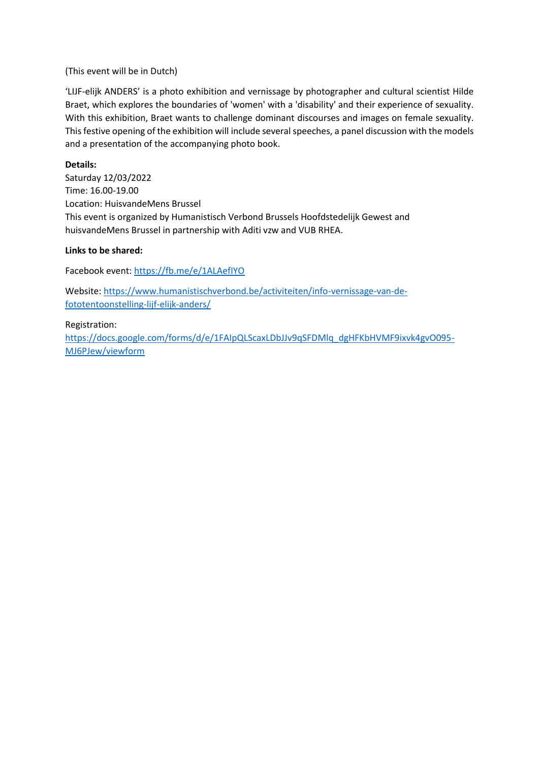(This event will be in Dutch)

'LIJF-elijk ANDERS' is a photo exhibition and vernissage by photographer and cultural scientist Hilde Braet, which explores the boundaries of 'women' with a 'disability' and their experience of sexuality. With this exhibition, Braet wants to challenge dominant discourses and images on female sexuality. This festive opening of the exhibition will include several speeches, a panel discussion with the models and a presentation of the accompanying photo book.

**Details:**
Saturday 12/03/2022
Time: 16.00-19.00
Location: HuisvandeMens Brussel
This event is organized by Humanistisch Verbond Brussels Hoofdstedelijk Gewest and huisvandeMens Brussel in partnership with Aditi vzw and VUB RHEA.

**Links to be shared:**

Facebook event: https://fb.me/e/1ALAefIYO

Website: https://www.humanistischverbond.be/activiteiten/info-vernissage-van-de-fototentoonstelling-lijf-elijk-anders/

Registration:
https://docs.google.com/forms/d/e/1FAIpQLScaxLDbJJv9qSFDMlq_dgHFKbHVMF9ixvk4gvO095-MJ6PJew/viewform